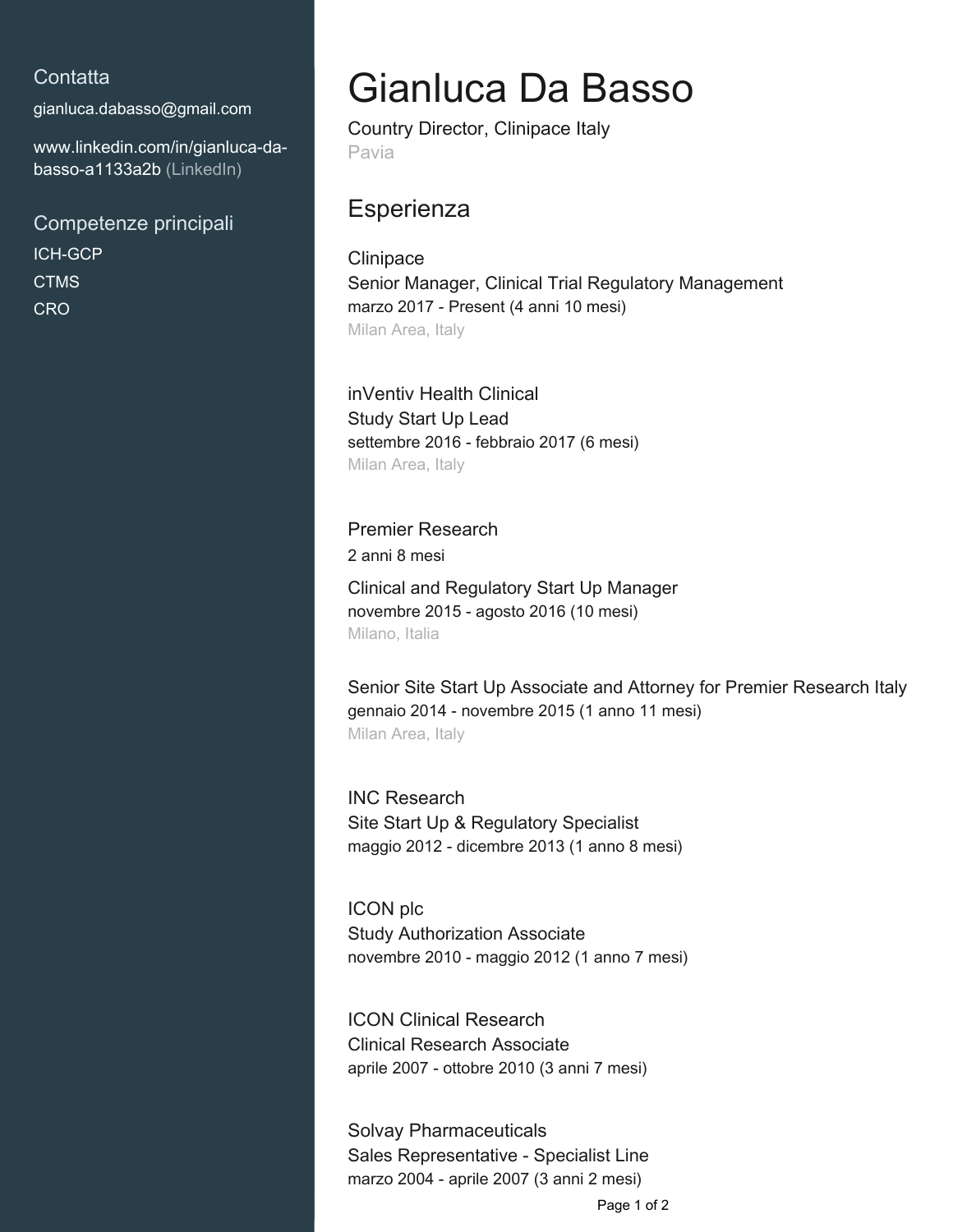## Contatta

gianluca.dabasso@gmail.com

www.linkedin.com/in/gianluca-da-basso-a1133a2b (LinkedIn)

## Competenze principali

ICH-GCP

CTMS

CRO

# Gianluca Da Basso

Country Director, Clinipace Italy

Pavia

## Esperienza

### Clinipace

Senior Manager, Clinical Trial Regulatory Management

marzo 2017 - Present (4 anni 10 mesi)

Milan Area, Italy

### inVentiv Health Clinical

Study Start Up Lead

settembre 2016 - febbraio 2017 (6 mesi)

Milan Area, Italy

### Premier Research

2 anni 8 mesi

Clinical and Regulatory Start Up Manager

novembre 2015 - agosto 2016 (10 mesi)

Milano, Italia

Senior Site Start Up Associate and Attorney for Premier Research Italy

gennaio 2014 - novembre 2015 (1 anno 11 mesi)

Milan Area, Italy

### INC Research

Site Start Up & Regulatory Specialist

maggio 2012 - dicembre 2013 (1 anno 8 mesi)

### ICON plc

Study Authorization Associate

novembre 2010 - maggio 2012 (1 anno 7 mesi)

### ICON Clinical Research

Clinical Research Associate

aprile 2007 - ottobre 2010 (3 anni 7 mesi)

### Solvay Pharmaceuticals

Sales Representative - Specialist Line

marzo 2004 - aprile 2007 (3 anni 2 mesi)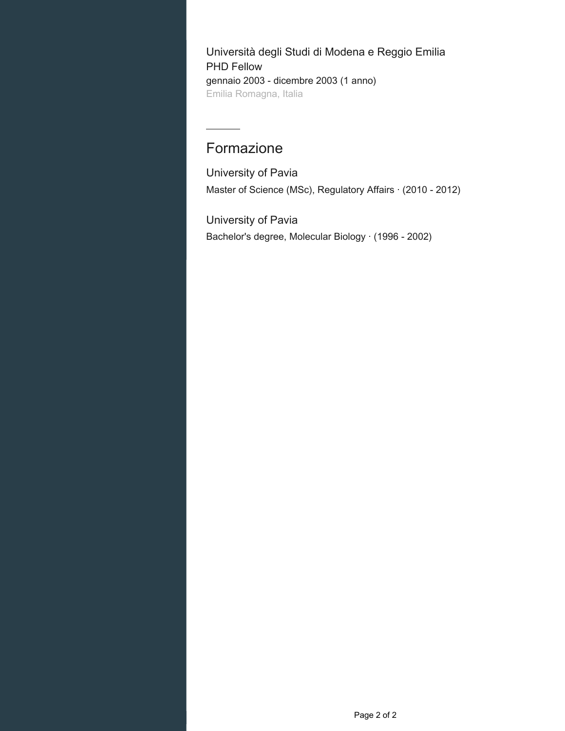Università degli Studi di Modena e Reggio Emilia
PHD Fellow
gennaio 2003 - dicembre 2003 (1 anno)
Emilia Romagna, Italia

## Formazione

University of Pavia
Master of Science (MSc), Regulatory Affairs · (2010 - 2012)

University of Pavia
Bachelor's degree, Molecular Biology · (1996 - 2002)